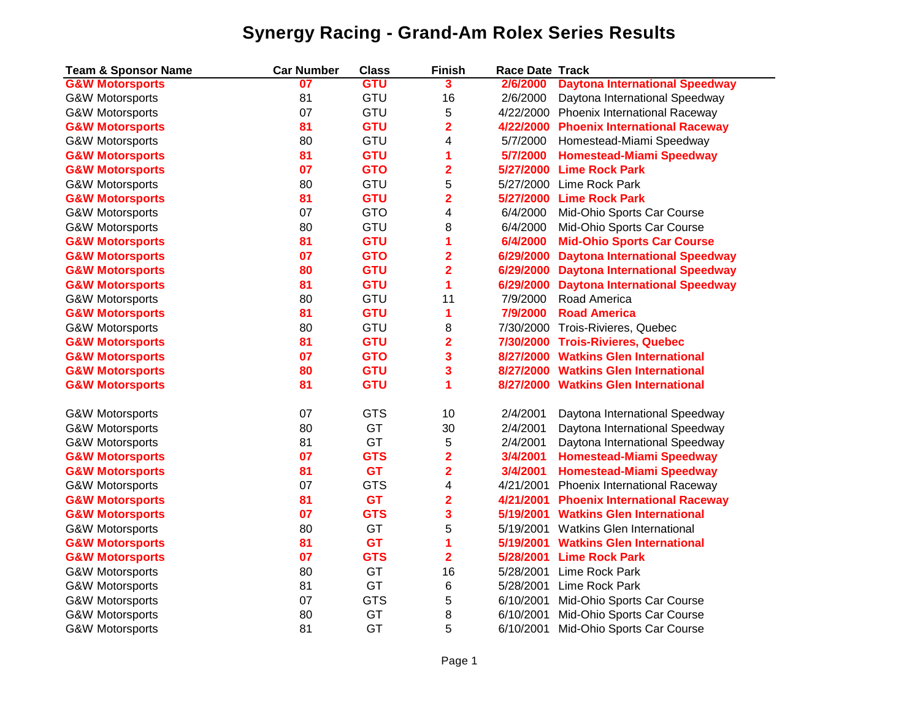# Synergy Racing - Grand-Am Rolex Series Results

| Team & Sponsor Name | Car Number | Class | Finish | Race Date | Track |
|---|---|---|---|---|---|
| **G&W Motorsports** | **07** | **GTU** | **3** | **2/6/2000** | **Daytona International Speedway** |
| G&W Motorsports | 81 | GTU | 16 | 2/6/2000 | Daytona International Speedway |
| G&W Motorsports | 07 | GTU | 5 | 4/22/2000 | Phoenix International Raceway |
| **G&W Motorsports** | **81** | **GTU** | **2** | **4/22/2000** | **Phoenix International Raceway** |
| G&W Motorsports | 80 | GTU | 4 | 5/7/2000 | Homestead-Miami Speedway |
| **G&W Motorsports** | **81** | **GTU** | **1** | **5/7/2000** | **Homestead-Miami Speedway** |
| **G&W Motorsports** | **07** | **GTO** | **2** | **5/27/2000** | **Lime Rock Park** |
| G&W Motorsports | 80 | GTU | 5 | 5/27/2000 | Lime Rock Park |
| **G&W Motorsports** | **81** | **GTU** | **2** | **5/27/2000** | **Lime Rock Park** |
| G&W Motorsports | 07 | GTO | 4 | 6/4/2000 | Mid-Ohio Sports Car Course |
| G&W Motorsports | 80 | GTU | 8 | 6/4/2000 | Mid-Ohio Sports Car Course |
| **G&W Motorsports** | **81** | **GTU** | **1** | **6/4/2000** | **Mid-Ohio Sports Car Course** |
| **G&W Motorsports** | **07** | **GTO** | **2** | **6/29/2000** | **Daytona International Speedway** |
| **G&W Motorsports** | **80** | **GTU** | **2** | **6/29/2000** | **Daytona International Speedway** |
| **G&W Motorsports** | **81** | **GTU** | **1** | **6/29/2000** | **Daytona International Speedway** |
| G&W Motorsports | 80 | GTU | 11 | 7/9/2000 | Road America |
| **G&W Motorsports** | **81** | **GTU** | **1** | **7/9/2000** | **Road America** |
| G&W Motorsports | 80 | GTU | 8 | 7/30/2000 | Trois-Rivieres, Quebec |
| **G&W Motorsports** | **81** | **GTU** | **2** | **7/30/2000** | **Trois-Rivieres, Quebec** |
| **G&W Motorsports** | **07** | **GTO** | **3** | **8/27/2000** | **Watkins Glen International** |
| **G&W Motorsports** | **80** | **GTU** | **3** | **8/27/2000** | **Watkins Glen International** |
| **G&W Motorsports** | **81** | **GTU** | **1** | **8/27/2000** | **Watkins Glen International** |
| | | | | | |
| G&W Motorsports | 07 | GTS | 10 | 2/4/2001 | Daytona International Speedway |
| G&W Motorsports | 80 | GT | 30 | 2/4/2001 | Daytona International Speedway |
| G&W Motorsports | 81 | GT | 5 | 2/4/2001 | Daytona International Speedway |
| **G&W Motorsports** | **07** | **GTS** | **2** | **3/4/2001** | **Homestead-Miami Speedway** |
| **G&W Motorsports** | **81** | **GT** | **2** | **3/4/2001** | **Homestead-Miami Speedway** |
| G&W Motorsports | 07 | GTS | 4 | 4/21/2001 | Phoenix International Raceway |
| **G&W Motorsports** | **81** | **GT** | **2** | **4/21/2001** | **Phoenix International Raceway** |
| **G&W Motorsports** | **07** | **GTS** | **3** | **5/19/2001** | **Watkins Glen International** |
| G&W Motorsports | 80 | GT | 5 | 5/19/2001 | Watkins Glen International |
| **G&W Motorsports** | **81** | **GT** | **1** | **5/19/2001** | **Watkins Glen International** |
| **G&W Motorsports** | **07** | **GTS** | **2** | **5/28/2001** | **Lime Rock Park** |
| G&W Motorsports | 80 | GT | 16 | 5/28/2001 | Lime Rock Park |
| G&W Motorsports | 81 | GT | 6 | 5/28/2001 | Lime Rock Park |
| G&W Motorsports | 07 | GTS | 5 | 6/10/2001 | Mid-Ohio Sports Car Course |
| G&W Motorsports | 80 | GT | 8 | 6/10/2001 | Mid-Ohio Sports Car Course |
| G&W Motorsports | 81 | GT | 5 | 6/10/2001 | Mid-Ohio Sports Car Course |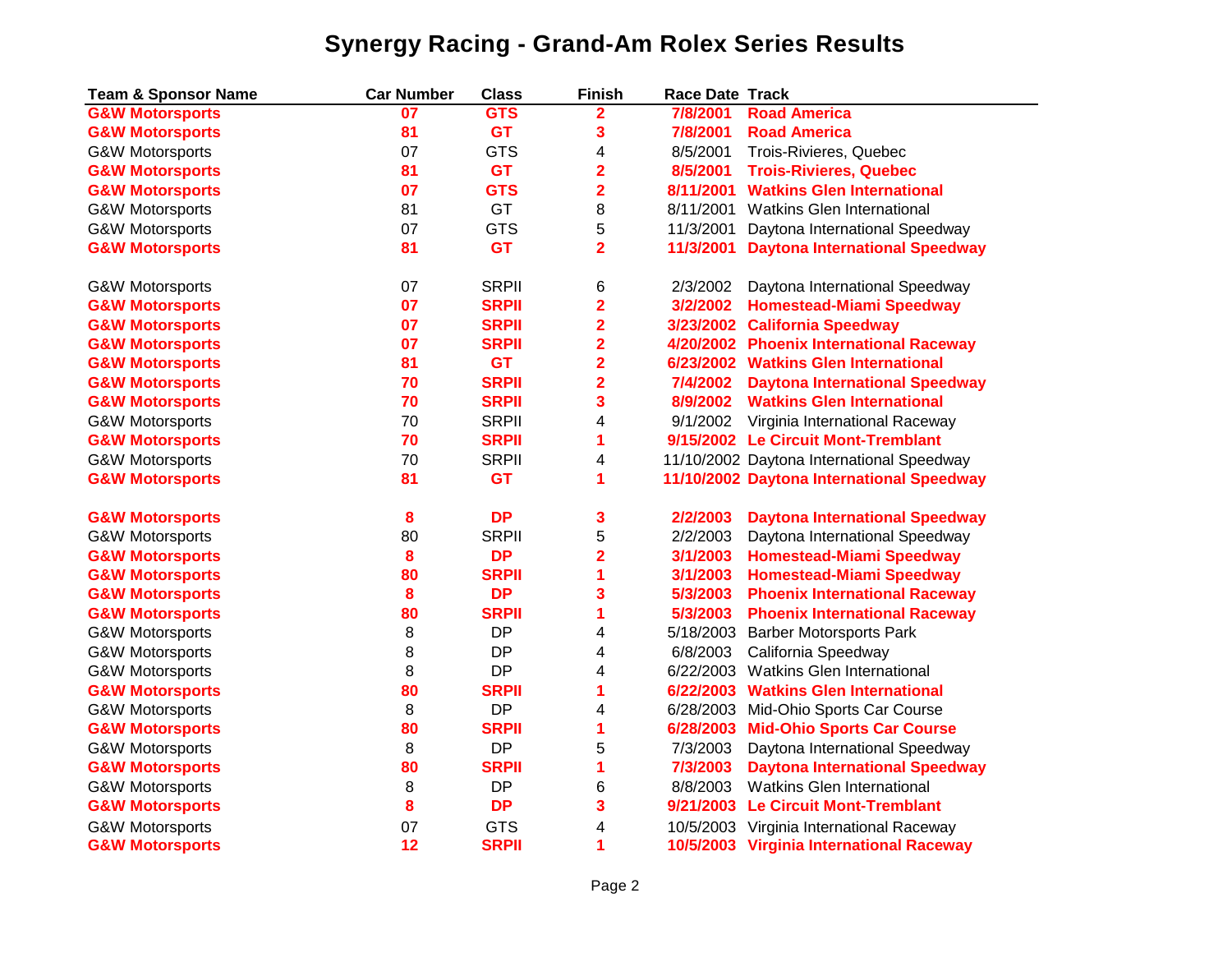# Synergy Racing - Grand-Am Rolex Series Results

| Team & Sponsor Name | Car Number | Class | Finish | Race Date | Track |
|---|---|---|---|---|---|
| **G&W Motorsports** | **07** | **GTS** | **2** | **7/8/2001** | **Road America** |
| **G&W Motorsports** | **81** | **GT** | **3** | **7/8/2001** | **Road America** |
| G&W Motorsports | 07 | GTS | 4 | 8/5/2001 | Trois-Rivieres, Quebec |
| **G&W Motorsports** | **81** | **GT** | **2** | **8/5/2001** | **Trois-Rivieres, Quebec** |
| **G&W Motorsports** | **07** | **GTS** | **2** | **8/11/2001** | **Watkins Glen International** |
| G&W Motorsports | 81 | GT | 8 | 8/11/2001 | Watkins Glen International |
| G&W Motorsports | 07 | GTS | 5 | 11/3/2001 | Daytona International Speedway |
| **G&W Motorsports** | **81** | **GT** | **2** | **11/3/2001** | **Daytona International Speedway** |
| | | | | | |
| G&W Motorsports | 07 | SRPII | 6 | 2/3/2002 | Daytona International Speedway |
| **G&W Motorsports** | **07** | **SRPII** | **2** | **3/2/2002** | **Homestead-Miami Speedway** |
| **G&W Motorsports** | **07** | **SRPII** | **2** | **3/23/2002** | **California Speedway** |
| **G&W Motorsports** | **07** | **SRPII** | **2** | **4/20/2002** | **Phoenix International Raceway** |
| **G&W Motorsports** | **81** | **GT** | **2** | **6/23/2002** | **Watkins Glen International** |
| **G&W Motorsports** | **70** | **SRPII** | **2** | **7/4/2002** | **Daytona International Speedway** |
| **G&W Motorsports** | **70** | **SRPII** | **3** | **8/9/2002** | **Watkins Glen International** |
| G&W Motorsports | 70 | SRPII | 4 | 9/1/2002 | Virginia International Raceway |
| **G&W Motorsports** | **70** | **SRPII** | **1** | **9/15/2002** | **Le Circuit Mont-Tremblant** |
| G&W Motorsports | 70 | SRPII | 4 | 11/10/2002 | Daytona International Speedway |
| **G&W Motorsports** | **81** | **GT** | **1** | **11/10/2002** | **Daytona International Speedway** |
| | | | | | |
| **G&W Motorsports** | **8** | **DP** | **3** | **2/2/2003** | **Daytona International Speedway** |
| G&W Motorsports | 80 | SRPII | 5 | 2/2/2003 | Daytona International Speedway |
| **G&W Motorsports** | **8** | **DP** | **2** | **3/1/2003** | **Homestead-Miami Speedway** |
| **G&W Motorsports** | **80** | **SRPII** | **1** | **3/1/2003** | **Homestead-Miami Speedway** |
| **G&W Motorsports** | **8** | **DP** | **3** | **5/3/2003** | **Phoenix International Raceway** |
| **G&W Motorsports** | **80** | **SRPII** | **1** | **5/3/2003** | **Phoenix International Raceway** |
| G&W Motorsports | 8 | DP | 4 | 5/18/2003 | Barber Motorsports Park |
| G&W Motorsports | 8 | DP | 4 | 6/8/2003 | California Speedway |
| G&W Motorsports | 8 | DP | 4 | 6/22/2003 | Watkins Glen International |
| **G&W Motorsports** | **80** | **SRPII** | **1** | **6/22/2003** | **Watkins Glen International** |
| G&W Motorsports | 8 | DP | 4 | 6/28/2003 | Mid-Ohio Sports Car Course |
| **G&W Motorsports** | **80** | **SRPII** | **1** | **6/28/2003** | **Mid-Ohio Sports Car Course** |
| G&W Motorsports | 8 | DP | 5 | 7/3/2003 | Daytona International Speedway |
| **G&W Motorsports** | **80** | **SRPII** | **1** | **7/3/2003** | **Daytona International Speedway** |
| G&W Motorsports | 8 | DP | 6 | 8/8/2003 | Watkins Glen International |
| **G&W Motorsports** | **8** | **DP** | **3** | **9/21/2003** | **Le Circuit Mont-Tremblant** |
| G&W Motorsports | 07 | GTS | 4 | 10/5/2003 | Virginia International Raceway |
| **G&W Motorsports** | **12** | **SRPII** | **1** | **10/5/2003** | **Virginia International Raceway** |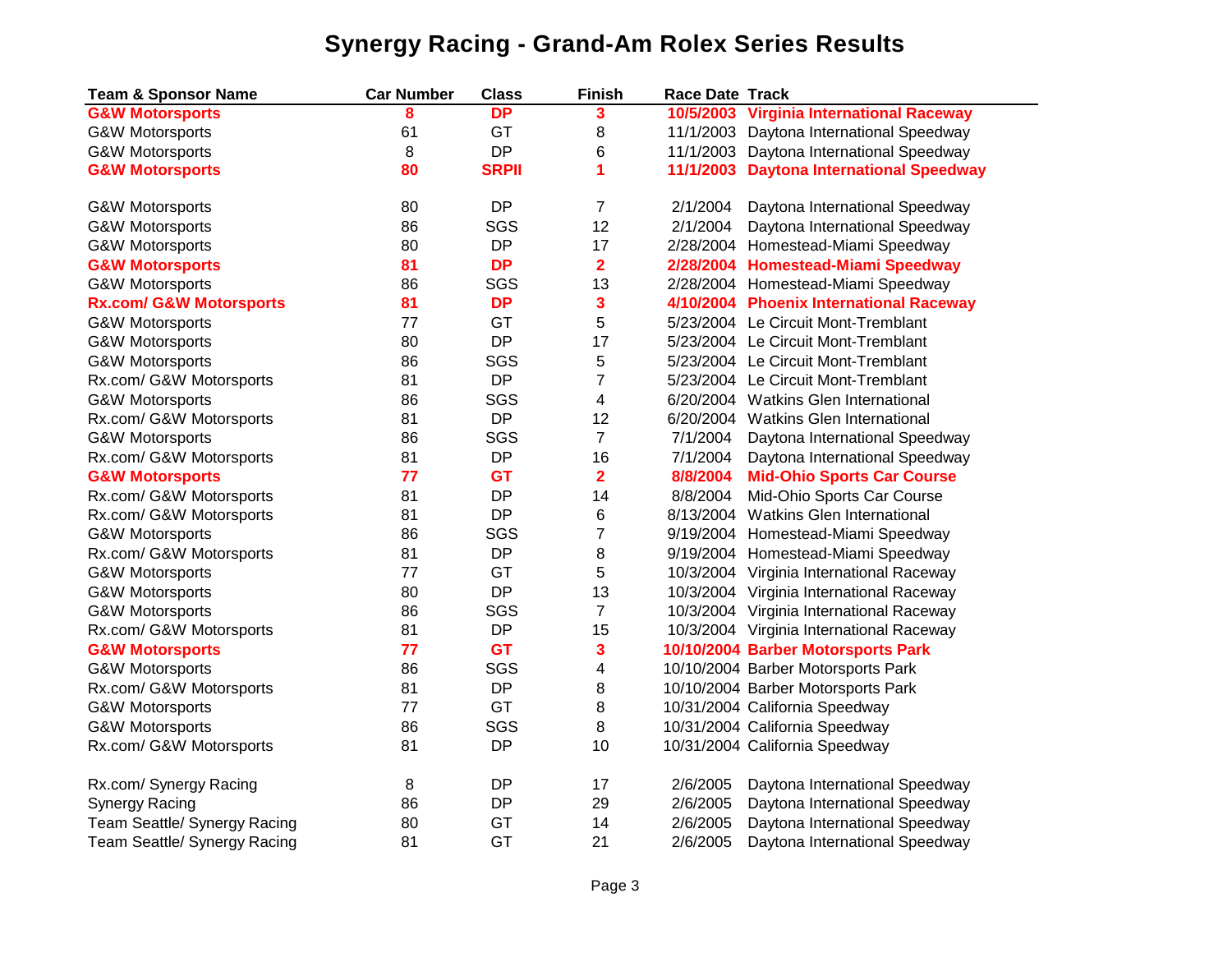# Synergy Racing - Grand-Am Rolex Series Results

| Team & Sponsor Name | Car Number | Class | Finish | Race Date | Track |
|---|---|---|---|---|---|
| **G&W Motorsports** | **8** | **DP** | **3** | **10/5/2003** | **Virginia International Raceway** |
| G&W Motorsports | 61 | GT | 8 | 11/1/2003 | Daytona International Speedway |
| G&W Motorsports | 8 | DP | 6 | 11/1/2003 | Daytona International Speedway |
| **G&W Motorsports** | **80** | **SRPII** | **1** | **11/1/2003** | **Daytona International Speedway** |
| | | | | | |
| G&W Motorsports | 80 | DP | 7 | 2/1/2004 | Daytona International Speedway |
| G&W Motorsports | 86 | SGS | 12 | 2/1/2004 | Daytona International Speedway |
| G&W Motorsports | 80 | DP | 17 | 2/28/2004 | Homestead-Miami Speedway |
| **G&W Motorsports** | **81** | **DP** | **2** | **2/28/2004** | **Homestead-Miami Speedway** |
| G&W Motorsports | 86 | SGS | 13 | 2/28/2004 | Homestead-Miami Speedway |
| **Rx.com/ G&W Motorsports** | **81** | **DP** | **3** | **4/10/2004** | **Phoenix International Raceway** |
| G&W Motorsports | 77 | GT | 5 | 5/23/2004 | Le Circuit Mont-Tremblant |
| G&W Motorsports | 80 | DP | 17 | 5/23/2004 | Le Circuit Mont-Tremblant |
| G&W Motorsports | 86 | SGS | 5 | 5/23/2004 | Le Circuit Mont-Tremblant |
| Rx.com/ G&W Motorsports | 81 | DP | 7 | 5/23/2004 | Le Circuit Mont-Tremblant |
| G&W Motorsports | 86 | SGS | 4 | 6/20/2004 | Watkins Glen International |
| Rx.com/ G&W Motorsports | 81 | DP | 12 | 6/20/2004 | Watkins Glen International |
| G&W Motorsports | 86 | SGS | 7 | 7/1/2004 | Daytona International Speedway |
| Rx.com/ G&W Motorsports | 81 | DP | 16 | 7/1/2004 | Daytona International Speedway |
| **G&W Motorsports** | **77** | **GT** | **2** | **8/8/2004** | **Mid-Ohio Sports Car Course** |
| Rx.com/ G&W Motorsports | 81 | DP | 14 | 8/8/2004 | Mid-Ohio Sports Car Course |
| Rx.com/ G&W Motorsports | 81 | DP | 6 | 8/13/2004 | Watkins Glen International |
| G&W Motorsports | 86 | SGS | 7 | 9/19/2004 | Homestead-Miami Speedway |
| Rx.com/ G&W Motorsports | 81 | DP | 8 | 9/19/2004 | Homestead-Miami Speedway |
| G&W Motorsports | 77 | GT | 5 | 10/3/2004 | Virginia International Raceway |
| G&W Motorsports | 80 | DP | 13 | 10/3/2004 | Virginia International Raceway |
| G&W Motorsports | 86 | SGS | 7 | 10/3/2004 | Virginia International Raceway |
| Rx.com/ G&W Motorsports | 81 | DP | 15 | 10/3/2004 | Virginia International Raceway |
| **G&W Motorsports** | **77** | **GT** | **3** | **10/10/2004** | **Barber Motorsports Park** |
| G&W Motorsports | 86 | SGS | 4 | 10/10/2004 | Barber Motorsports Park |
| Rx.com/ G&W Motorsports | 81 | DP | 8 | 10/10/2004 | Barber Motorsports Park |
| G&W Motorsports | 77 | GT | 8 | 10/31/2004 | California Speedway |
| G&W Motorsports | 86 | SGS | 8 | 10/31/2004 | California Speedway |
| Rx.com/ G&W Motorsports | 81 | DP | 10 | 10/31/2004 | California Speedway |
| | | | | | |
| Rx.com/ Synergy Racing | 8 | DP | 17 | 2/6/2005 | Daytona International Speedway |
| Synergy Racing | 86 | DP | 29 | 2/6/2005 | Daytona International Speedway |
| Team Seattle/ Synergy Racing | 80 | GT | 14 | 2/6/2005 | Daytona International Speedway |
| Team Seattle/ Synergy Racing | 81 | GT | 21 | 2/6/2005 | Daytona International Speedway |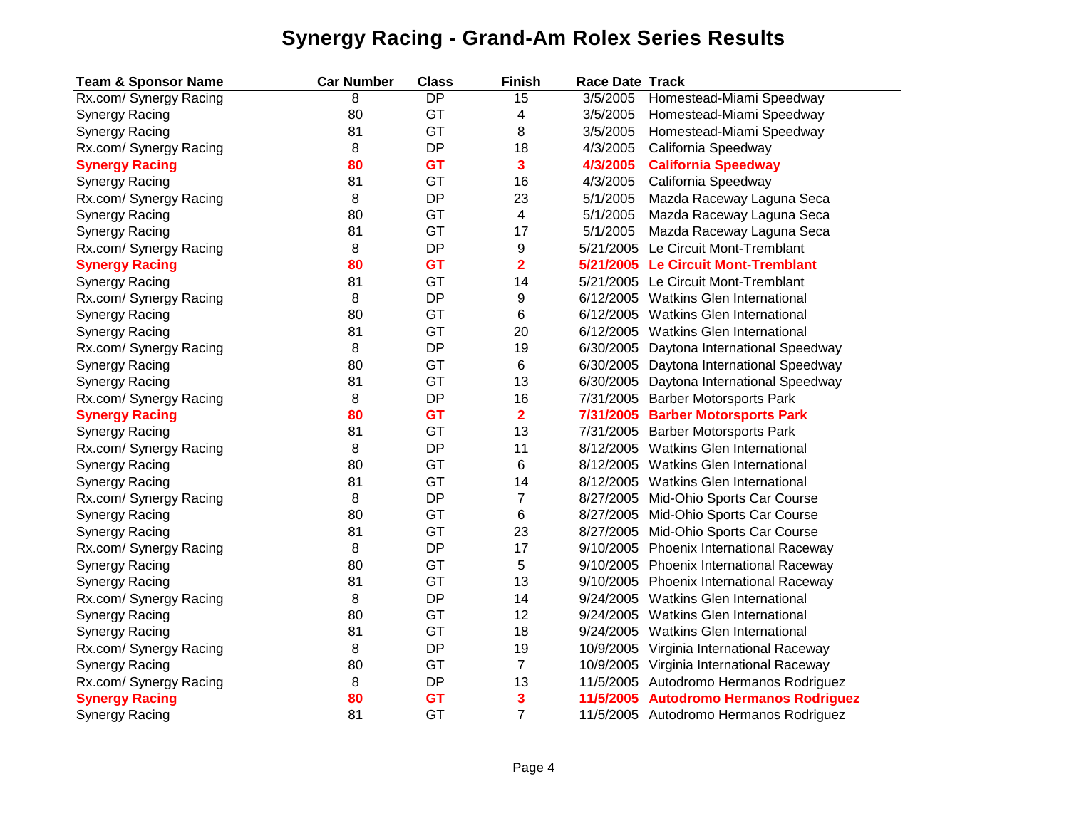# Synergy Racing - Grand-Am Rolex Series Results

| Team & Sponsor Name | Car Number | Class | Finish | Race Date | Track |
|---|---|---|---|---|---|
| Rx.com/ Synergy Racing | 8 | DP | 15 | 3/5/2005 | Homestead-Miami Speedway |
| Synergy Racing | 80 | GT | 4 | 3/5/2005 | Homestead-Miami Speedway |
| Synergy Racing | 81 | GT | 8 | 3/5/2005 | Homestead-Miami Speedway |
| Rx.com/ Synergy Racing | 8 | DP | 18 | 4/3/2005 | California Speedway |
| **Synergy Racing** | **80** | **GT** | **3** | **4/3/2005** | **California Speedway** |
| Synergy Racing | 81 | GT | 16 | 4/3/2005 | California Speedway |
| Rx.com/ Synergy Racing | 8 | DP | 23 | 5/1/2005 | Mazda Raceway Laguna Seca |
| Synergy Racing | 80 | GT | 4 | 5/1/2005 | Mazda Raceway Laguna Seca |
| Synergy Racing | 81 | GT | 17 | 5/1/2005 | Mazda Raceway Laguna Seca |
| Rx.com/ Synergy Racing | 8 | DP | 9 | 5/21/2005 | Le Circuit Mont-Tremblant |
| **Synergy Racing** | **80** | **GT** | **2** | **5/21/2005** | **Le Circuit Mont-Tremblant** |
| Synergy Racing | 81 | GT | 14 | 5/21/2005 | Le Circuit Mont-Tremblant |
| Rx.com/ Synergy Racing | 8 | DP | 9 | 6/12/2005 | Watkins Glen International |
| Synergy Racing | 80 | GT | 6 | 6/12/2005 | Watkins Glen International |
| Synergy Racing | 81 | GT | 20 | 6/12/2005 | Watkins Glen International |
| Rx.com/ Synergy Racing | 8 | DP | 19 | 6/30/2005 | Daytona International Speedway |
| Synergy Racing | 80 | GT | 6 | 6/30/2005 | Daytona International Speedway |
| Synergy Racing | 81 | GT | 13 | 6/30/2005 | Daytona International Speedway |
| Rx.com/ Synergy Racing | 8 | DP | 16 | 7/31/2005 | Barber Motorsports Park |
| **Synergy Racing** | **80** | **GT** | **2** | **7/31/2005** | **Barber Motorsports Park** |
| Synergy Racing | 81 | GT | 13 | 7/31/2005 | Barber Motorsports Park |
| Rx.com/ Synergy Racing | 8 | DP | 11 | 8/12/2005 | Watkins Glen International |
| Synergy Racing | 80 | GT | 6 | 8/12/2005 | Watkins Glen International |
| Synergy Racing | 81 | GT | 14 | 8/12/2005 | Watkins Glen International |
| Rx.com/ Synergy Racing | 8 | DP | 7 | 8/27/2005 | Mid-Ohio Sports Car Course |
| Synergy Racing | 80 | GT | 6 | 8/27/2005 | Mid-Ohio Sports Car Course |
| Synergy Racing | 81 | GT | 23 | 8/27/2005 | Mid-Ohio Sports Car Course |
| Rx.com/ Synergy Racing | 8 | DP | 17 | 9/10/2005 | Phoenix International Raceway |
| Synergy Racing | 80 | GT | 5 | 9/10/2005 | Phoenix International Raceway |
| Synergy Racing | 81 | GT | 13 | 9/10/2005 | Phoenix International Raceway |
| Rx.com/ Synergy Racing | 8 | DP | 14 | 9/24/2005 | Watkins Glen International |
| Synergy Racing | 80 | GT | 12 | 9/24/2005 | Watkins Glen International |
| Synergy Racing | 81 | GT | 18 | 9/24/2005 | Watkins Glen International |
| Rx.com/ Synergy Racing | 8 | DP | 19 | 10/9/2005 | Virginia International Raceway |
| Synergy Racing | 80 | GT | 7 | 10/9/2005 | Virginia International Raceway |
| Rx.com/ Synergy Racing | 8 | DP | 13 | 11/5/2005 | Autodromo Hermanos Rodriguez |
| **Synergy Racing** | **80** | **GT** | **3** | **11/5/2005** | **Autodromo Hermanos Rodriguez** |
| Synergy Racing | 81 | GT | 7 | 11/5/2005 | Autodromo Hermanos Rodriguez |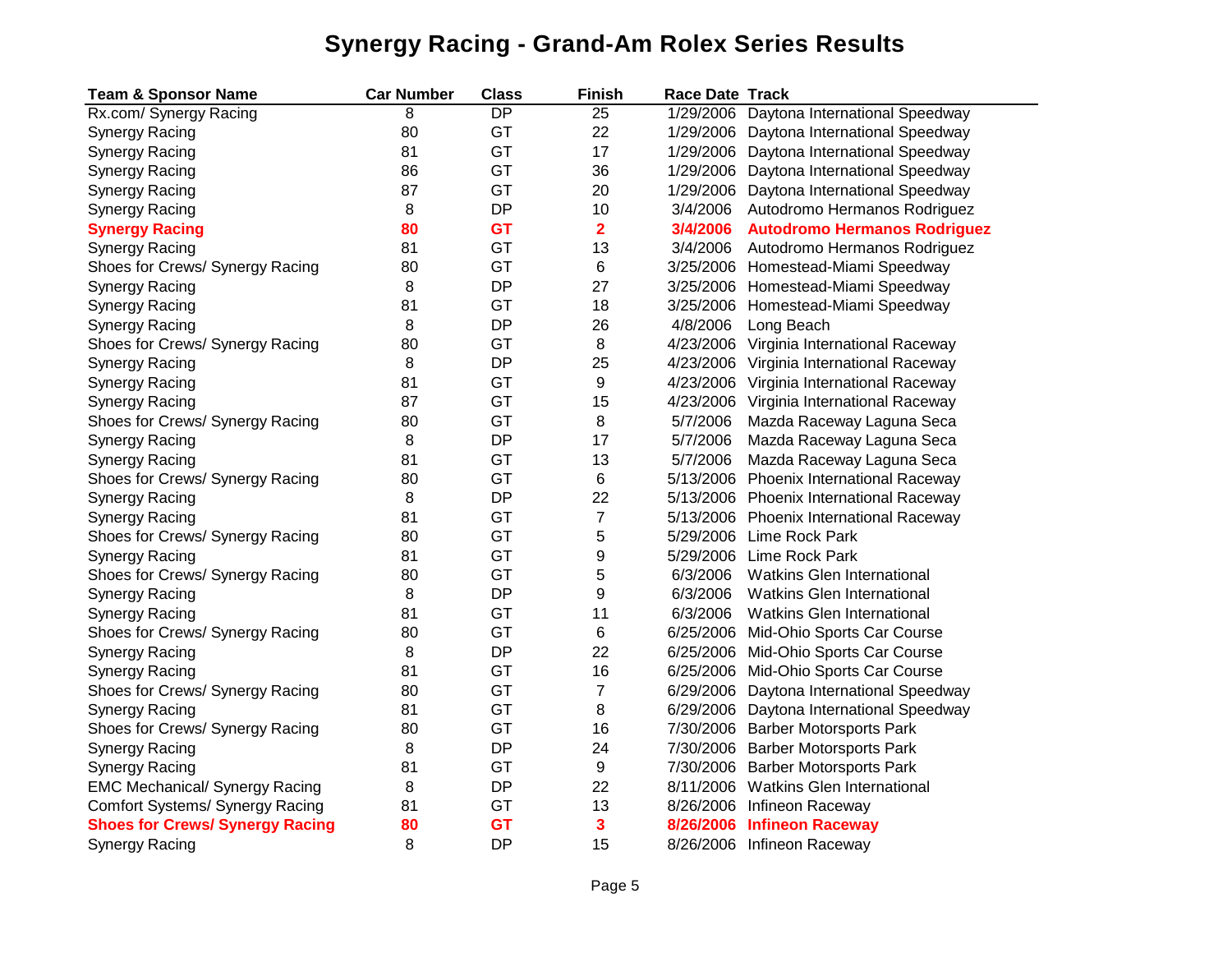# Synergy Racing - Grand-Am Rolex Series Results

| Team & Sponsor Name | Car Number | Class | Finish | Race Date | Track |
|---|---|---|---|---|---|
| Rx.com/ Synergy Racing | 8 | DP | 25 | 1/29/2006 | Daytona International Speedway |
| Synergy Racing | 80 | GT | 22 | 1/29/2006 | Daytona International Speedway |
| Synergy Racing | 81 | GT | 17 | 1/29/2006 | Daytona International Speedway |
| Synergy Racing | 86 | GT | 36 | 1/29/2006 | Daytona International Speedway |
| Synergy Racing | 87 | GT | 20 | 1/29/2006 | Daytona International Speedway |
| Synergy Racing | 8 | DP | 10 | 3/4/2006 | Autodromo Hermanos Rodriguez |
| **Synergy Racing** | **80** | **GT** | **2** | **3/4/2006** | **Autodromo Hermanos Rodriguez** |
| Synergy Racing | 81 | GT | 13 | 3/4/2006 | Autodromo Hermanos Rodriguez |
| Shoes for Crews/ Synergy Racing | 80 | GT | 6 | 3/25/2006 | Homestead-Miami Speedway |
| Synergy Racing | 8 | DP | 27 | 3/25/2006 | Homestead-Miami Speedway |
| Synergy Racing | 81 | GT | 18 | 3/25/2006 | Homestead-Miami Speedway |
| Synergy Racing | 8 | DP | 26 | 4/8/2006 | Long Beach |
| Shoes for Crews/ Synergy Racing | 80 | GT | 8 | 4/23/2006 | Virginia International Raceway |
| Synergy Racing | 8 | DP | 25 | 4/23/2006 | Virginia International Raceway |
| Synergy Racing | 81 | GT | 9 | 4/23/2006 | Virginia International Raceway |
| Synergy Racing | 87 | GT | 15 | 4/23/2006 | Virginia International Raceway |
| Shoes for Crews/ Synergy Racing | 80 | GT | 8 | 5/7/2006 | Mazda Raceway Laguna Seca |
| Synergy Racing | 8 | DP | 17 | 5/7/2006 | Mazda Raceway Laguna Seca |
| Synergy Racing | 81 | GT | 13 | 5/7/2006 | Mazda Raceway Laguna Seca |
| Shoes for Crews/ Synergy Racing | 80 | GT | 6 | 5/13/2006 | Phoenix International Raceway |
| Synergy Racing | 8 | DP | 22 | 5/13/2006 | Phoenix International Raceway |
| Synergy Racing | 81 | GT | 7 | 5/13/2006 | Phoenix International Raceway |
| Shoes for Crews/ Synergy Racing | 80 | GT | 5 | 5/29/2006 | Lime Rock Park |
| Synergy Racing | 81 | GT | 9 | 5/29/2006 | Lime Rock Park |
| Shoes for Crews/ Synergy Racing | 80 | GT | 5 | 6/3/2006 | Watkins Glen International |
| Synergy Racing | 8 | DP | 9 | 6/3/2006 | Watkins Glen International |
| Synergy Racing | 81 | GT | 11 | 6/3/2006 | Watkins Glen International |
| Shoes for Crews/ Synergy Racing | 80 | GT | 6 | 6/25/2006 | Mid-Ohio Sports Car Course |
| Synergy Racing | 8 | DP | 22 | 6/25/2006 | Mid-Ohio Sports Car Course |
| Synergy Racing | 81 | GT | 16 | 6/25/2006 | Mid-Ohio Sports Car Course |
| Shoes for Crews/ Synergy Racing | 80 | GT | 7 | 6/29/2006 | Daytona International Speedway |
| Synergy Racing | 81 | GT | 8 | 6/29/2006 | Daytona International Speedway |
| Shoes for Crews/ Synergy Racing | 80 | GT | 16 | 7/30/2006 | Barber Motorsports Park |
| Synergy Racing | 8 | DP | 24 | 7/30/2006 | Barber Motorsports Park |
| Synergy Racing | 81 | GT | 9 | 7/30/2006 | Barber Motorsports Park |
| EMC Mechanical/ Synergy Racing | 8 | DP | 22 | 8/11/2006 | Watkins Glen International |
| Comfort Systems/ Synergy Racing | 81 | GT | 13 | 8/26/2006 | Infineon Raceway |
| **Shoes for Crews/ Synergy Racing** | **80** | **GT** | **3** | **8/26/2006** | **Infineon Raceway** |
| Synergy Racing | 8 | DP | 15 | 8/26/2006 | Infineon Raceway |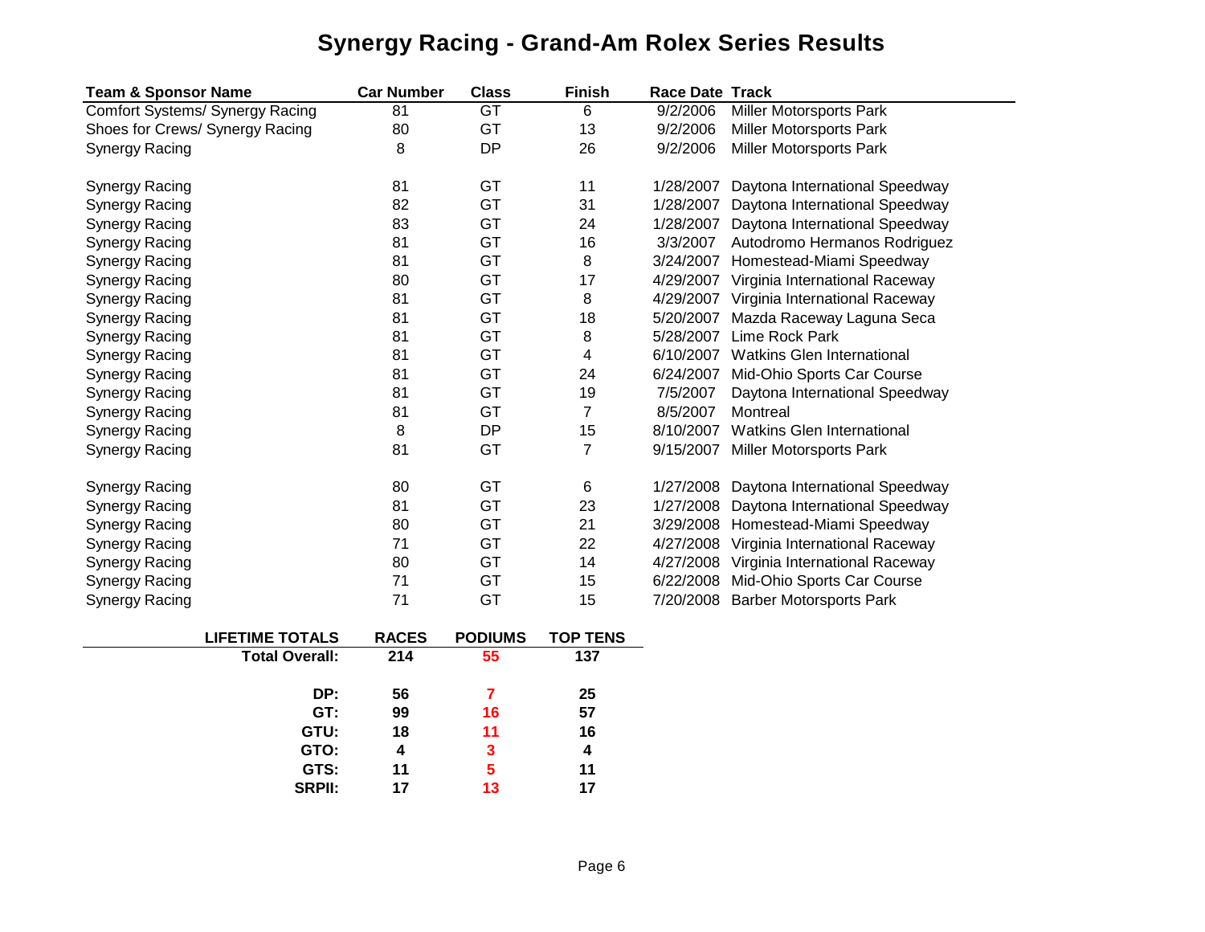# Synergy Racing - Grand-Am Rolex Series Results

| Team & Sponsor Name | Car Number | Class | Finish | Race Date | Track |
|---|---|---|---|---|---|
| Comfort Systems/ Synergy Racing | 81 | GT | 6 | 9/2/2006 | Miller Motorsports Park |
| Shoes for Crews/ Synergy Racing | 80 | GT | 13 | 9/2/2006 | Miller Motorsports Park |
| Synergy Racing | 8 | DP | 26 | 9/2/2006 | Miller Motorsports Park |
| | | | | | |
| Synergy Racing | 81 | GT | 11 | 1/28/2007 | Daytona International Speedway |
| Synergy Racing | 82 | GT | 31 | 1/28/2007 | Daytona International Speedway |
| Synergy Racing | 83 | GT | 24 | 1/28/2007 | Daytona International Speedway |
| Synergy Racing | 81 | GT | 16 | 3/3/2007 | Autodromo Hermanos Rodriguez |
| Synergy Racing | 81 | GT | 8 | 3/24/2007 | Homestead-Miami Speedway |
| Synergy Racing | 80 | GT | 17 | 4/29/2007 | Virginia International Raceway |
| Synergy Racing | 81 | GT | 8 | 4/29/2007 | Virginia International Raceway |
| Synergy Racing | 81 | GT | 18 | 5/20/2007 | Mazda Raceway Laguna Seca |
| Synergy Racing | 81 | GT | 8 | 5/28/2007 | Lime Rock Park |
| Synergy Racing | 81 | GT | 4 | 6/10/2007 | Watkins Glen International |
| Synergy Racing | 81 | GT | 24 | 6/24/2007 | Mid-Ohio Sports Car Course |
| Synergy Racing | 81 | GT | 19 | 7/5/2007 | Daytona International Speedway |
| Synergy Racing | 81 | GT | 7 | 8/5/2007 | Montreal |
| Synergy Racing | 8 | DP | 15 | 8/10/2007 | Watkins Glen International |
| Synergy Racing | 81 | GT | 7 | 9/15/2007 | Miller Motorsports Park |
| | | | | | |
| Synergy Racing | 80 | GT | 6 | 1/27/2008 | Daytona International Speedway |
| Synergy Racing | 81 | GT | 23 | 1/27/2008 | Daytona International Speedway |
| Synergy Racing | 80 | GT | 21 | 3/29/2008 | Homestead-Miami Speedway |
| Synergy Racing | 71 | GT | 22 | 4/27/2008 | Virginia International Raceway |
| Synergy Racing | 80 | GT | 14 | 4/27/2008 | Virginia International Raceway |
| Synergy Racing | 71 | GT | 15 | 6/22/2008 | Mid-Ohio Sports Car Course |
| Synergy Racing | 71 | GT | 15 | 7/20/2008 | Barber Motorsports Park |

| LIFETIME TOTALS | RACES | PODIUMS | TOP TENS |
|---|---|---|---|
| **Total Overall:** | **214** | **55** | **137** |
| | | | |
| **DP:** | **56** | **7** | **25** |
| **GT:** | **99** | **16** | **57** |
| **GTU:** | **18** | **11** | **16** |
| **GTO:** | **4** | **3** | **4** |
| **GTS:** | **11** | **5** | **11** |
| **SRPII:** | **17** | **13** | **17** |